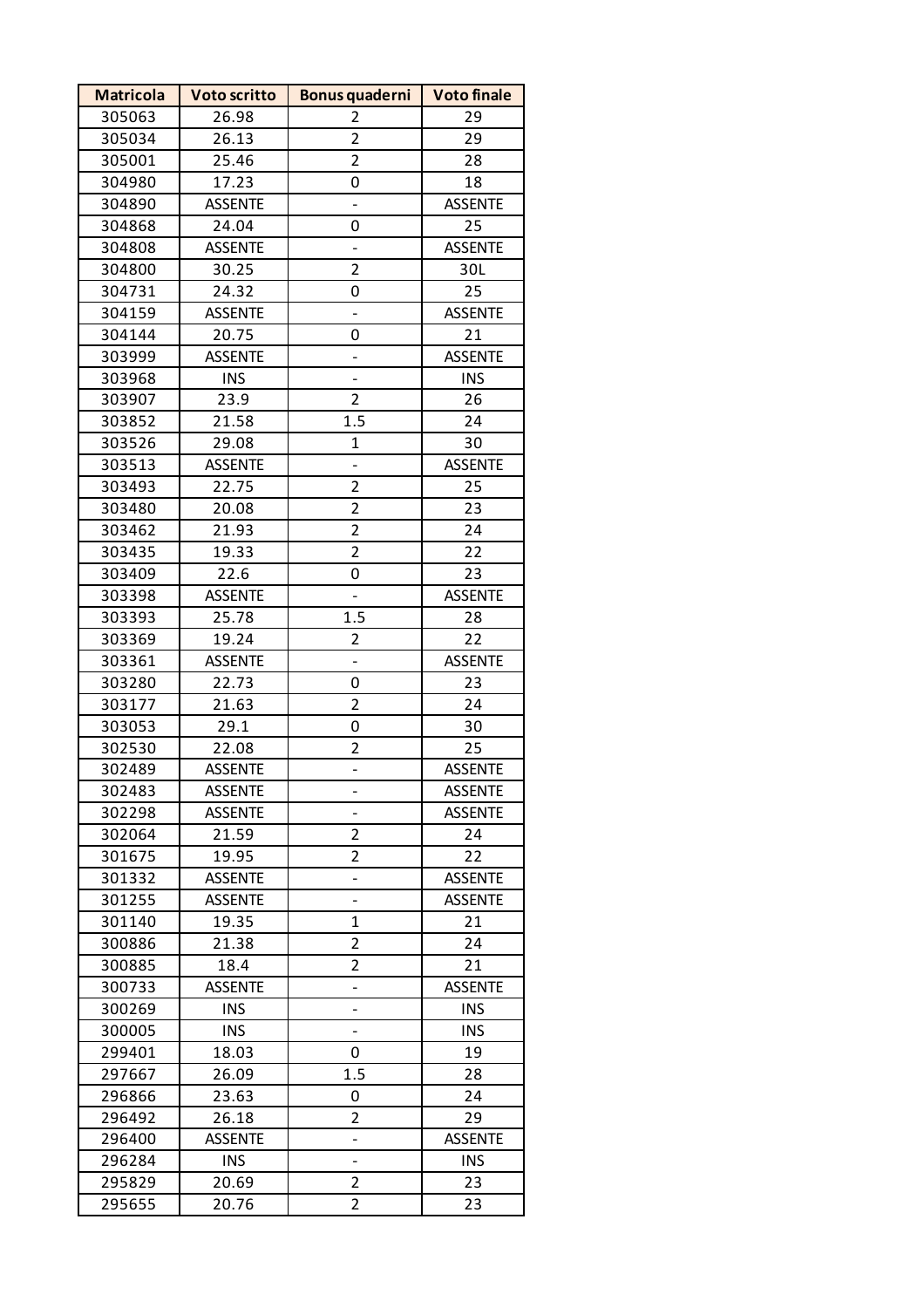| Matricola | Voto scritto | Bonus quaderni | Voto finale |
|---|---|---|---|
| 305063 | 26.98 | 2 | 29 |
| 305034 | 26.13 | 2 | 29 |
| 305001 | 25.46 | 2 | 28 |
| 304980 | 17.23 | 0 | 18 |
| 304890 | ASSENTE | - | ASSENTE |
| 304868 | 24.04 | 0 | 25 |
| 304808 | ASSENTE | - | ASSENTE |
| 304800 | 30.25 | 2 | 30L |
| 304731 | 24.32 | 0 | 25 |
| 304159 | ASSENTE | - | ASSENTE |
| 304144 | 20.75 | 0 | 21 |
| 303999 | ASSENTE | - | ASSENTE |
| 303968 | INS | - | INS |
| 303907 | 23.9 | 2 | 26 |
| 303852 | 21.58 | 1.5 | 24 |
| 303526 | 29.08 | 1 | 30 |
| 303513 | ASSENTE | - | ASSENTE |
| 303493 | 22.75 | 2 | 25 |
| 303480 | 20.08 | 2 | 23 |
| 303462 | 21.93 | 2 | 24 |
| 303435 | 19.33 | 2 | 22 |
| 303409 | 22.6 | 0 | 23 |
| 303398 | ASSENTE | - | ASSENTE |
| 303393 | 25.78 | 1.5 | 28 |
| 303369 | 19.24 | 2 | 22 |
| 303361 | ASSENTE | - | ASSENTE |
| 303280 | 22.73 | 0 | 23 |
| 303177 | 21.63 | 2 | 24 |
| 303053 | 29.1 | 0 | 30 |
| 302530 | 22.08 | 2 | 25 |
| 302489 | ASSENTE | - | ASSENTE |
| 302483 | ASSENTE | - | ASSENTE |
| 302298 | ASSENTE | - | ASSENTE |
| 302064 | 21.59 | 2 | 24 |
| 301675 | 19.95 | 2 | 22 |
| 301332 | ASSENTE | - | ASSENTE |
| 301255 | ASSENTE | - | ASSENTE |
| 301140 | 19.35 | 1 | 21 |
| 300886 | 21.38 | 2 | 24 |
| 300885 | 18.4 | 2 | 21 |
| 300733 | ASSENTE | - | ASSENTE |
| 300269 | INS | - | INS |
| 300005 | INS | - | INS |
| 299401 | 18.03 | 0 | 19 |
| 297667 | 26.09 | 1.5 | 28 |
| 296866 | 23.63 | 0 | 24 |
| 296492 | 26.18 | 2 | 29 |
| 296400 | ASSENTE | - | ASSENTE |
| 296284 | INS | - | INS |
| 295829 | 20.69 | 2 | 23 |
| 295655 | 20.76 | 2 | 23 |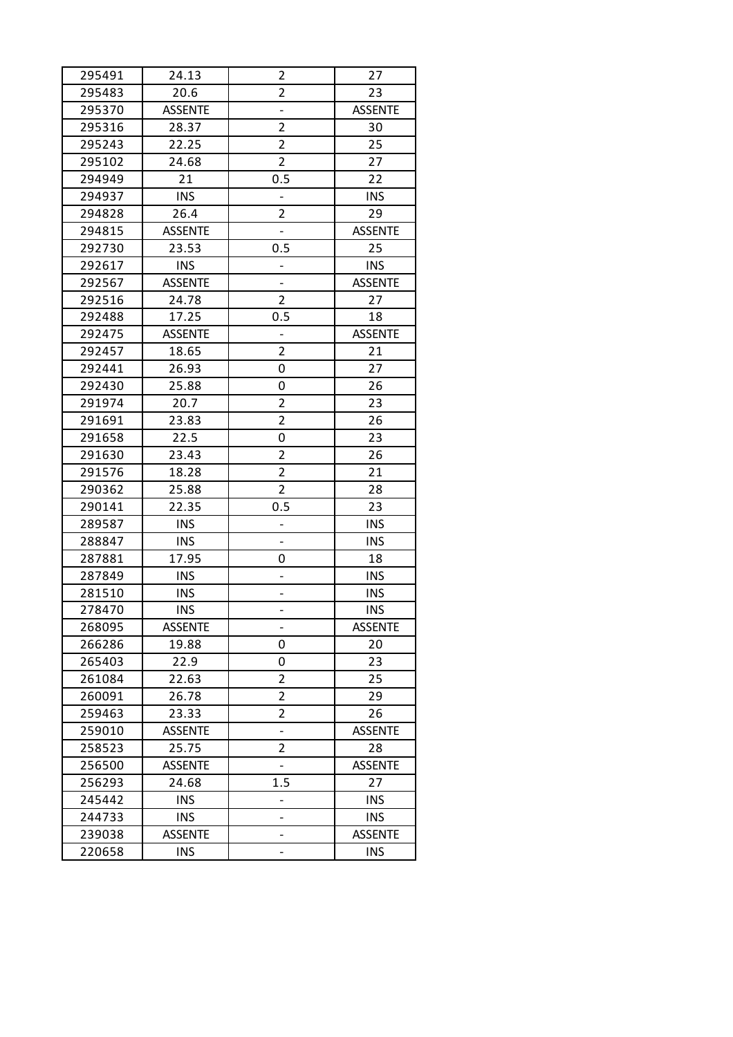| | | | |
|---|---|---|---|
| 295491 | 24.13 | 2 | 27 |
| 295483 | 20.6 | 2 | 23 |
| 295370 | ASSENTE | - | ASSENTE |
| 295316 | 28.37 | 2 | 30 |
| 295243 | 22.25 | 2 | 25 |
| 295102 | 24.68 | 2 | 27 |
| 294949 | 21 | 0.5 | 22 |
| 294937 | INS | - | INS |
| 294828 | 26.4 | 2 | 29 |
| 294815 | ASSENTE | - | ASSENTE |
| 292730 | 23.53 | 0.5 | 25 |
| 292617 | INS | - | INS |
| 292567 | ASSENTE | - | ASSENTE |
| 292516 | 24.78 | 2 | 27 |
| 292488 | 17.25 | 0.5 | 18 |
| 292475 | ASSENTE | - | ASSENTE |
| 292457 | 18.65 | 2 | 21 |
| 292441 | 26.93 | 0 | 27 |
| 292430 | 25.88 | 0 | 26 |
| 291974 | 20.7 | 2 | 23 |
| 291691 | 23.83 | 2 | 26 |
| 291658 | 22.5 | 0 | 23 |
| 291630 | 23.43 | 2 | 26 |
| 291576 | 18.28 | 2 | 21 |
| 290362 | 25.88 | 2 | 28 |
| 290141 | 22.35 | 0.5 | 23 |
| 289587 | INS | - | INS |
| 288847 | INS | - | INS |
| 287881 | 17.95 | 0 | 18 |
| 287849 | INS | - | INS |
| 281510 | INS | - | INS |
| 278470 | INS | - | INS |
| 268095 | ASSENTE | - | ASSENTE |
| 266286 | 19.88 | 0 | 20 |
| 265403 | 22.9 | 0 | 23 |
| 261084 | 22.63 | 2 | 25 |
| 260091 | 26.78 | 2 | 29 |
| 259463 | 23.33 | 2 | 26 |
| 259010 | ASSENTE | - | ASSENTE |
| 258523 | 25.75 | 2 | 28 |
| 256500 | ASSENTE | - | ASSENTE |
| 256293 | 24.68 | 1.5 | 27 |
| 245442 | INS | - | INS |
| 244733 | INS | - | INS |
| 239038 | ASSENTE | - | ASSENTE |
| 220658 | INS | - | INS |